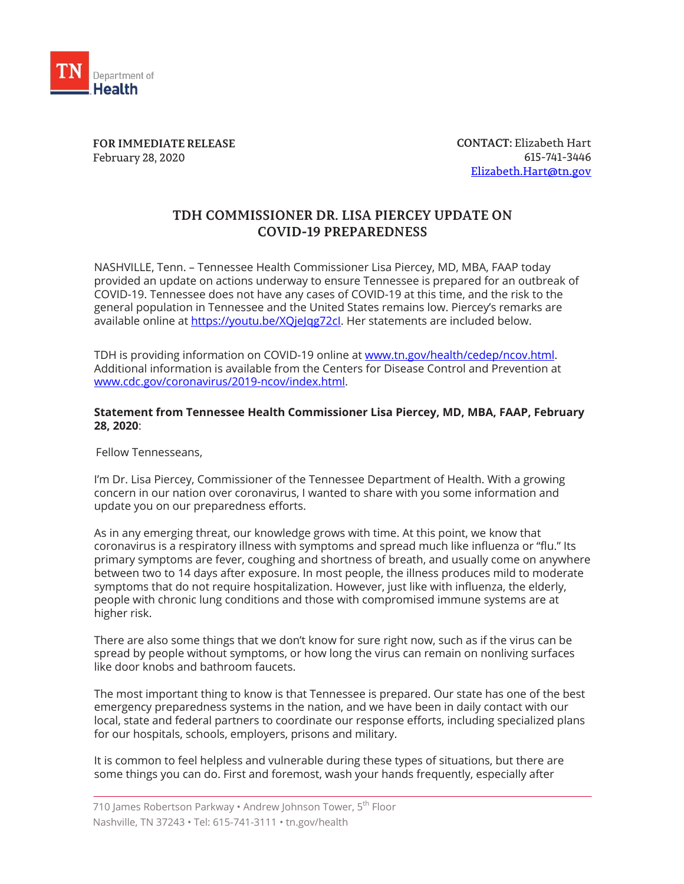TN Department of Health

**FOR IMMEDIATE RELEASE**
February 28, 2020

**CONTACT:** Elizabeth Hart
615-741-3446
Elizabeth.Hart@tn.gov

# TDH COMMISSIONER DR. LISA PIERCEY UPDATE ON COVID-19 PREPAREDNESS

NASHVILLE, Tenn. – Tennessee Health Commissioner Lisa Piercey, MD, MBA, FAAP today provided an update on actions underway to ensure Tennessee is prepared for an outbreak of COVID-19. Tennessee does not have any cases of COVID-19 at this time, and the risk to the general population in Tennessee and the United States remains low. Piercey's remarks are available online at https://youtu.be/XQjeJqg72cI. Her statements are included below.

TDH is providing information on COVID-19 online at www.tn.gov/health/cedep/ncov.html. Additional information is available from the Centers for Disease Control and Prevention at www.cdc.gov/coronavirus/2019-ncov/index.html.

**Statement from Tennessee Health Commissioner Lisa Piercey, MD, MBA, FAAP, February 28, 2020**:

Fellow Tennesseans,

I'm Dr. Lisa Piercey, Commissioner of the Tennessee Department of Health. With a growing concern in our nation over coronavirus, I wanted to share with you some information and update you on our preparedness efforts.

As in any emerging threat, our knowledge grows with time. At this point, we know that coronavirus is a respiratory illness with symptoms and spread much like influenza or "flu." Its primary symptoms are fever, coughing and shortness of breath, and usually come on anywhere between two to 14 days after exposure. In most people, the illness produces mild to moderate symptoms that do not require hospitalization. However, just like with influenza, the elderly, people with chronic lung conditions and those with compromised immune systems are at higher risk.

There are also some things that we don't know for sure right now, such as if the virus can be spread by people without symptoms, or how long the virus can remain on nonliving surfaces like door knobs and bathroom faucets.

The most important thing to know is that Tennessee is prepared. Our state has one of the best emergency preparedness systems in the nation, and we have been in daily contact with our local, state and federal partners to coordinate our response efforts, including specialized plans for our hospitals, schools, employers, prisons and military.

It is common to feel helpless and vulnerable during these types of situations, but there are some things you can do. First and foremost, wash your hands frequently, especially after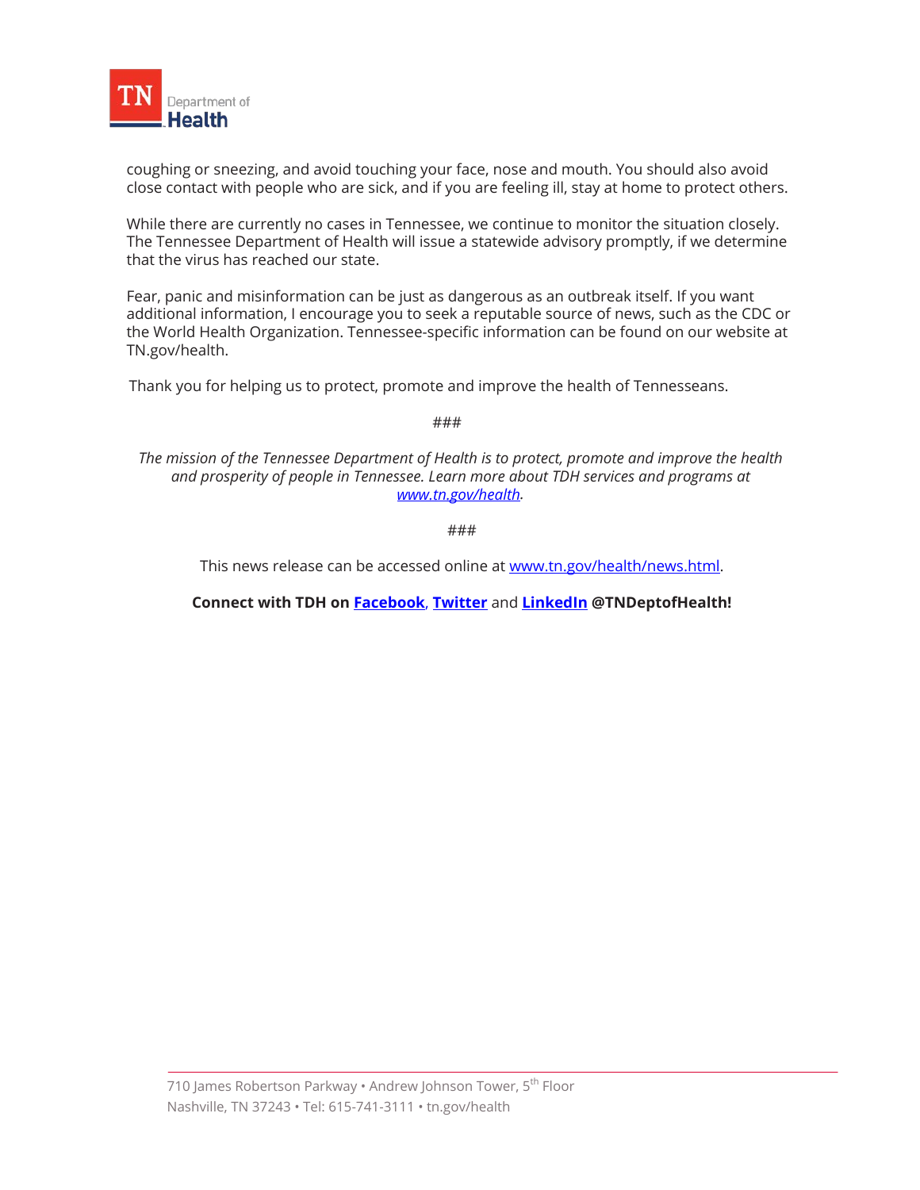coughing or sneezing, and avoid touching your face, nose and mouth. You should also avoid close contact with people who are sick, and if you are feeling ill, stay at home to protect others.

While there are currently no cases in Tennessee, we continue to monitor the situation closely. The Tennessee Department of Health will issue a statewide advisory promptly, if we determine that the virus has reached our state.

Fear, panic and misinformation can be just as dangerous as an outbreak itself. If you want additional information, I encourage you to seek a reputable source of news, such as the CDC or the World Health Organization. Tennessee-specific information can be found on our website at TN.gov/health.

Thank you for helping us to protect, promote and improve the health of Tennesseans.

###

*The mission of the Tennessee Department of Health is to protect, promote and improve the health and prosperity of people in Tennessee. Learn more about TDH services and programs at [www.tn.gov/health](www.tn.gov/health).*

###

This news release can be accessed online at [www.tn.gov/health/news.html](www.tn.gov/health/news.html).

**Connect with TDH on [Facebook](), [Twitter]() and [LinkedIn]() @TNDeptofHealth!**

710 James Robertson Parkway • Andrew Johnson Tower, 5th Floor
Nashville, TN 37243 • Tel: 615-741-3111 • tn.gov/health